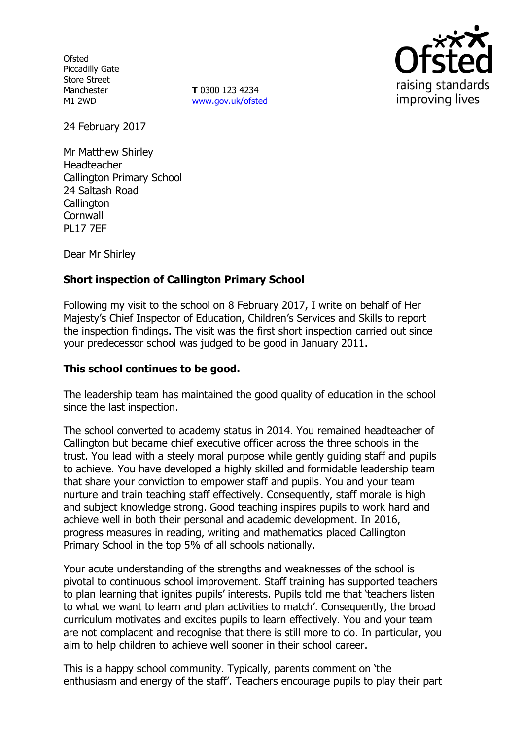Ofsted
Piccadilly Gate
Store Street
Manchester
M1 2WD

**T** 0300 123 4234
www.gov.uk/ofsted

24 February 2017

Mr Matthew Shirley
Headteacher
Callington Primary School
24 Saltash Road
Callington
Cornwall
PL17 7EF

Dear Mr Shirley

**Short inspection of Callington Primary School**

Following my visit to the school on 8 February 2017, I write on behalf of Her Majesty's Chief Inspector of Education, Children's Services and Skills to report the inspection findings. The visit was the first short inspection carried out since your predecessor school was judged to be good in January 2011.

**This school continues to be good.**

The leadership team has maintained the good quality of education in the school since the last inspection.

The school converted to academy status in 2014. You remained headteacher of Callington but became chief executive officer across the three schools in the trust. You lead with a steely moral purpose while gently guiding staff and pupils to achieve. You have developed a highly skilled and formidable leadership team that share your conviction to empower staff and pupils. You and your team nurture and train teaching staff effectively. Consequently, staff morale is high and subject knowledge strong. Good teaching inspires pupils to work hard and achieve well in both their personal and academic development. In 2016, progress measures in reading, writing and mathematics placed Callington Primary School in the top 5% of all schools nationally.

Your acute understanding of the strengths and weaknesses of the school is pivotal to continuous school improvement. Staff training has supported teachers to plan learning that ignites pupils' interests. Pupils told me that 'teachers listen to what we want to learn and plan activities to match'. Consequently, the broad curriculum motivates and excites pupils to learn effectively. You and your team are not complacent and recognise that there is still more to do. In particular, you aim to help children to achieve well sooner in their school career.

This is a happy school community. Typically, parents comment on 'the enthusiasm and energy of the staff'. Teachers encourage pupils to play their part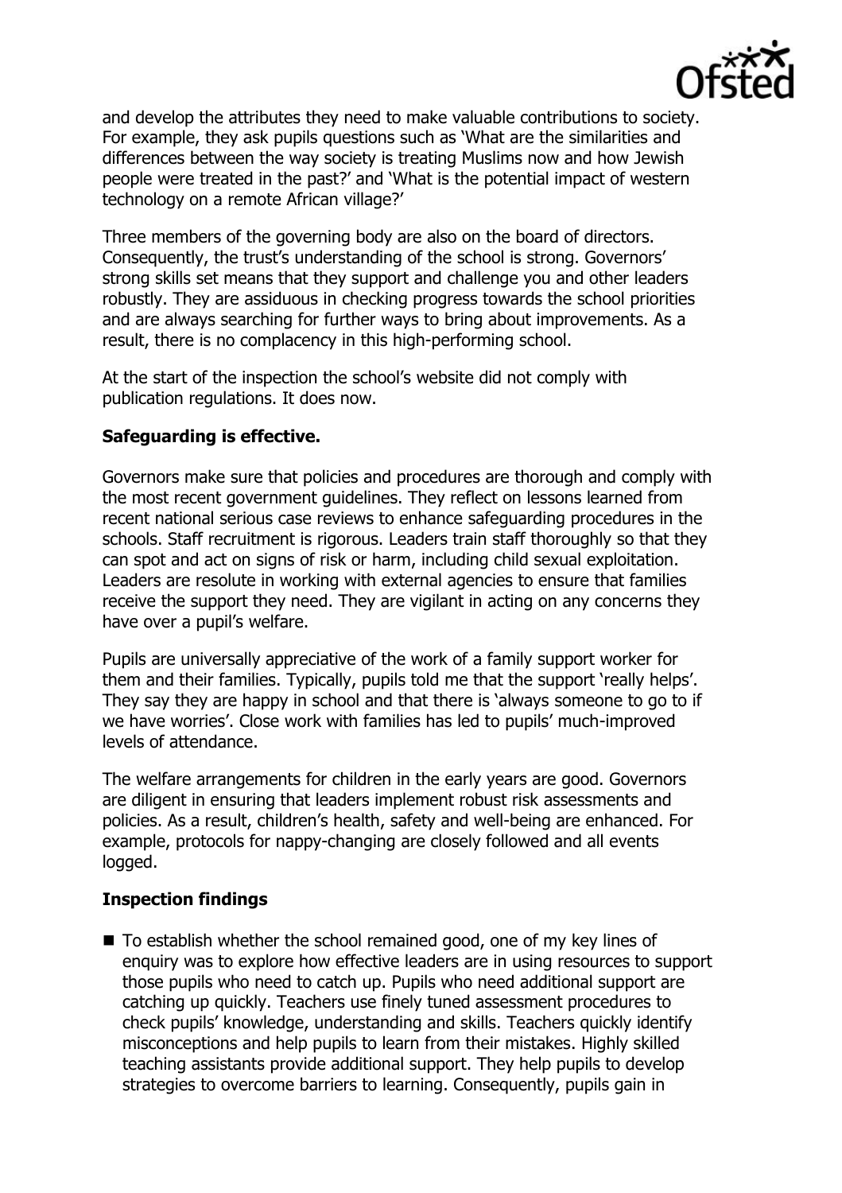and develop the attributes they need to make valuable contributions to society. For example, they ask pupils questions such as 'What are the similarities and differences between the way society is treating Muslims now and how Jewish people were treated in the past?' and 'What is the potential impact of western technology on a remote African village?'

Three members of the governing body are also on the board of directors. Consequently, the trust's understanding of the school is strong. Governors' strong skills set means that they support and challenge you and other leaders robustly. They are assiduous in checking progress towards the school priorities and are always searching for further ways to bring about improvements. As a result, there is no complacency in this high-performing school.

At the start of the inspection the school's website did not comply with publication regulations. It does now.

**Safeguarding is effective.**

Governors make sure that policies and procedures are thorough and comply with the most recent government guidelines. They reflect on lessons learned from recent national serious case reviews to enhance safeguarding procedures in the schools. Staff recruitment is rigorous. Leaders train staff thoroughly so that they can spot and act on signs of risk or harm, including child sexual exploitation. Leaders are resolute in working with external agencies to ensure that families receive the support they need. They are vigilant in acting on any concerns they have over a pupil's welfare.

Pupils are universally appreciative of the work of a family support worker for them and their families. Typically, pupils told me that the support 'really helps'. They say they are happy in school and that there is 'always someone to go to if we have worries'. Close work with families has led to pupils' much-improved levels of attendance.

The welfare arrangements for children in the early years are good. Governors are diligent in ensuring that leaders implement robust risk assessments and policies. As a result, children's health, safety and well-being are enhanced. For example, protocols for nappy-changing are closely followed and all events logged.

**Inspection findings**

- To establish whether the school remained good, one of my key lines of enquiry was to explore how effective leaders are in using resources to support those pupils who need to catch up. Pupils who need additional support are catching up quickly. Teachers use finely tuned assessment procedures to check pupils' knowledge, understanding and skills. Teachers quickly identify misconceptions and help pupils to learn from their mistakes. Highly skilled teaching assistants provide additional support. They help pupils to develop strategies to overcome barriers to learning. Consequently, pupils gain in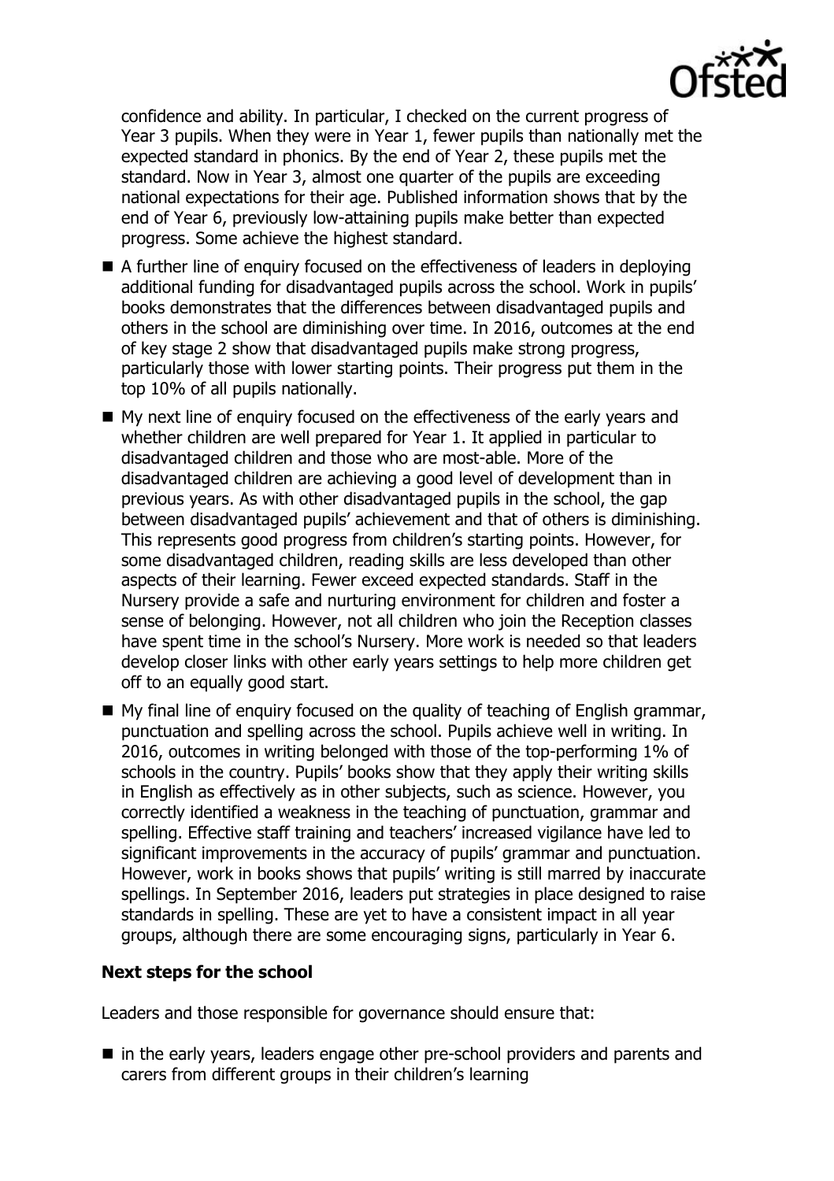confidence and ability. In particular, I checked on the current progress of Year 3 pupils. When they were in Year 1, fewer pupils than nationally met the expected standard in phonics. By the end of Year 2, these pupils met the standard. Now in Year 3, almost one quarter of the pupils are exceeding national expectations for their age. Published information shows that by the end of Year 6, previously low-attaining pupils make better than expected progress. Some achieve the highest standard.

- A further line of enquiry focused on the effectiveness of leaders in deploying additional funding for disadvantaged pupils across the school. Work in pupils' books demonstrates that the differences between disadvantaged pupils and others in the school are diminishing over time. In 2016, outcomes at the end of key stage 2 show that disadvantaged pupils make strong progress, particularly those with lower starting points. Their progress put them in the top 10% of all pupils nationally.
- My next line of enquiry focused on the effectiveness of the early years and whether children are well prepared for Year 1. It applied in particular to disadvantaged children and those who are most-able. More of the disadvantaged children are achieving a good level of development than in previous years. As with other disadvantaged pupils in the school, the gap between disadvantaged pupils' achievement and that of others is diminishing. This represents good progress from children's starting points. However, for some disadvantaged children, reading skills are less developed than other aspects of their learning. Fewer exceed expected standards. Staff in the Nursery provide a safe and nurturing environment for children and foster a sense of belonging. However, not all children who join the Reception classes have spent time in the school's Nursery. More work is needed so that leaders develop closer links with other early years settings to help more children get off to an equally good start.
- My final line of enquiry focused on the quality of teaching of English grammar, punctuation and spelling across the school. Pupils achieve well in writing. In 2016, outcomes in writing belonged with those of the top-performing 1% of schools in the country. Pupils' books show that they apply their writing skills in English as effectively as in other subjects, such as science. However, you correctly identified a weakness in the teaching of punctuation, grammar and spelling. Effective staff training and teachers' increased vigilance have led to significant improvements in the accuracy of pupils' grammar and punctuation. However, work in books shows that pupils' writing is still marred by inaccurate spellings. In September 2016, leaders put strategies in place designed to raise standards in spelling. These are yet to have a consistent impact in all year groups, although there are some encouraging signs, particularly in Year 6.

**Next steps for the school**

Leaders and those responsible for governance should ensure that:

- in the early years, leaders engage other pre-school providers and parents and carers from different groups in their children's learning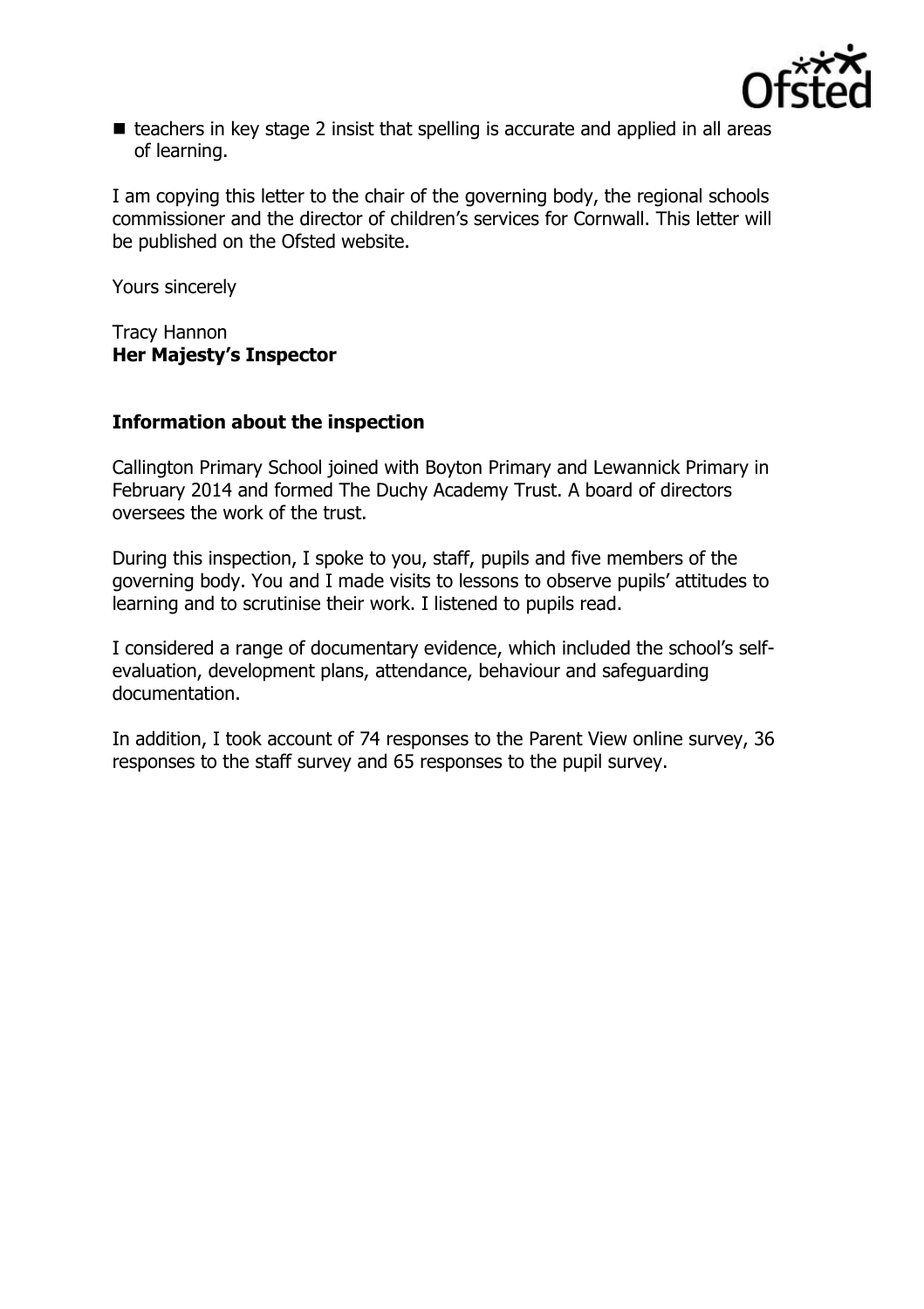- teachers in key stage 2 insist that spelling is accurate and applied in all areas of learning.

I am copying this letter to the chair of the governing body, the regional schools commissioner and the director of children's services for Cornwall. This letter will be published on the Ofsted website.

Yours sincerely

Tracy Hannon
**Her Majesty's Inspector**

## Information about the inspection

Callington Primary School joined with Boyton Primary and Lewannick Primary in February 2014 and formed The Duchy Academy Trust. A board of directors oversees the work of the trust.

During this inspection, I spoke to you, staff, pupils and five members of the governing body. You and I made visits to lessons to observe pupils' attitudes to learning and to scrutinise their work. I listened to pupils read.

I considered a range of documentary evidence, which included the school's self-evaluation, development plans, attendance, behaviour and safeguarding documentation.

In addition, I took account of 74 responses to the Parent View online survey, 36 responses to the staff survey and 65 responses to the pupil survey.